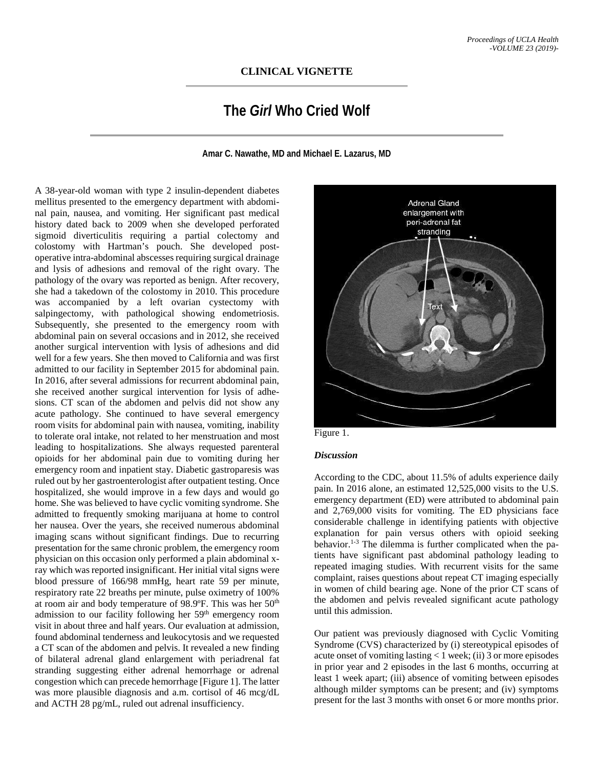**CLINICAL VIGNETTE**

# The *Girl* Who Cried Wolf

**Amar C. Nawathe, MD and Michael E. Lazarus, MD**

A 38-year-old woman with type 2 insulin-dependent diabetes mellitus presented to the emergency department with abdominal pain, nausea, and vomiting. Her significant past medical history dated back to 2009 when she developed perforated sigmoid diverticulitis requiring a partial colectomy and colostomy with Hartman's pouch. She developed post-operative intra-abdominal abscesses requiring surgical drainage and lysis of adhesions and removal of the right ovary. The pathology of the ovary was reported as benign. After recovery, she had a takedown of the colostomy in 2010. This procedure was accompanied by a left ovarian cystectomy with salpingectomy, with pathological showing endometriosis. Subsequently, she presented to the emergency room with abdominal pain on several occasions and in 2012, she received another surgical intervention with lysis of adhesions and did well for a few years. She then moved to California and was first admitted to our facility in September 2015 for abdominal pain. In 2016, after several admissions for recurrent abdominal pain, she received another surgical intervention for lysis of adhesions. CT scan of the abdomen and pelvis did not show any acute pathology. She continued to have several emergency room visits for abdominal pain with nausea, vomiting, inability to tolerate oral intake, not related to her menstruation and most leading to hospitalizations. She always requested parenteral opioids for her abdominal pain due to vomiting during her emergency room and inpatient stay. Diabetic gastroparesis was ruled out by her gastroenterologist after outpatient testing. Once hospitalized, she would improve in a few days and would go home. She was believed to have cyclic vomiting syndrome. She admitted to frequently smoking marijuana at home to control her nausea. Over the years, she received numerous abdominal imaging scans without significant findings. Due to recurring presentation for the same chronic problem, the emergency room physician on this occasion only performed a plain abdominal x-ray which was reported insignificant. Her initial vital signs were blood pressure of 166/98 mmHg, heart rate 59 per minute, respiratory rate 22 breaths per minute, pulse oximetry of 100% at room air and body temperature of 98.9ºF. This was her 50th admission to our facility following her 59th emergency room visit in about three and half years. Our evaluation at admission, found abdominal tenderness and leukocytosis and we requested a CT scan of the abdomen and pelvis. It revealed a new finding of bilateral adrenal gland enlargement with periadrenal fat stranding suggesting either adrenal hemorrhage or adrenal congestion which can precede hemorrhage [Figure 1]. The latter was more plausible diagnosis and a.m. cortisol of 46 mcg/dL and ACTH 28 pg/mL, ruled out adrenal insufficiency.

Figure 1.

### *Discussion*

According to the CDC, about 11.5% of adults experience daily pain. In 2016 alone, an estimated 12,525,000 visits to the U.S. emergency department (ED) were attributed to abdominal pain and 2,769,000 visits for vomiting. The ED physicians face considerable challenge in identifying patients with objective explanation for pain versus others with opioid seeking behavior.[1-3] The dilemma is further complicated when the patients have significant past abdominal pathology leading to repeated imaging studies. With recurrent visits for the same complaint, raises questions about repeat CT imaging especially in women of child bearing age. None of the prior CT scans of the abdomen and pelvis revealed significant acute pathology until this admission.

Our patient was previously diagnosed with Cyclic Vomiting Syndrome (CVS) characterized by (i) stereotypical episodes of acute onset of vomiting lasting < 1 week; (ii) 3 or more episodes in prior year and 2 episodes in the last 6 months, occurring at least 1 week apart; (iii) absence of vomiting between episodes although milder symptoms can be present; and (iv) symptoms present for the last 3 months with onset 6 or more months prior.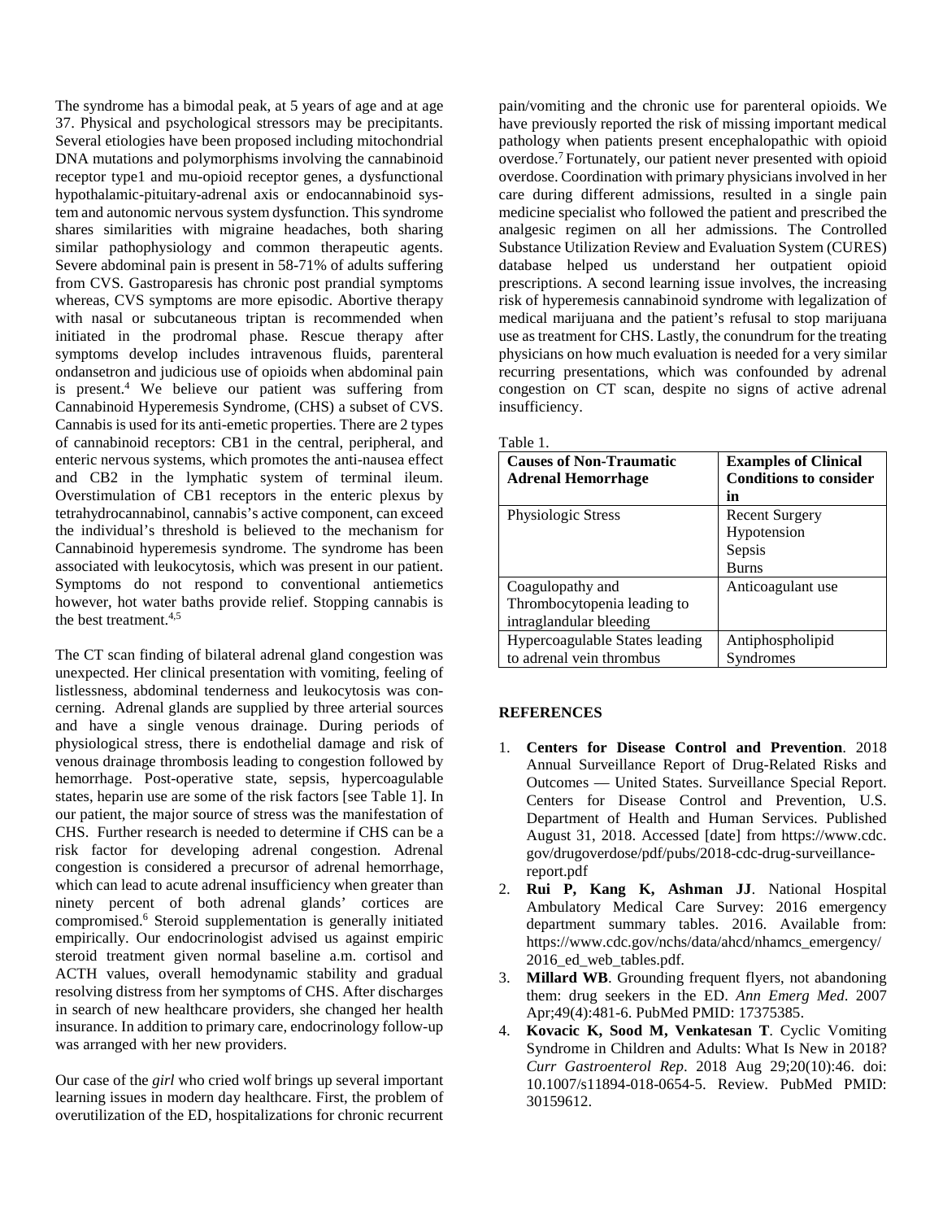The syndrome has a bimodal peak, at 5 years of age and at age 37. Physical and psychological stressors may be precipitants. Several etiologies have been proposed including mitochondrial DNA mutations and polymorphisms involving the cannabinoid receptor type1 and mu-opioid receptor genes, a dysfunctional hypothalamic-pituitary-adrenal axis or endocannabinoid system and autonomic nervous system dysfunction. This syndrome shares similarities with migraine headaches, both sharing similar pathophysiology and common therapeutic agents. Severe abdominal pain is present in 58-71% of adults suffering from CVS. Gastroparesis has chronic post prandial symptoms whereas, CVS symptoms are more episodic. Abortive therapy with nasal or subcutaneous triptan is recommended when initiated in the prodromal phase. Rescue therapy after symptoms develop includes intravenous fluids, parenteral ondansetron and judicious use of opioids when abdominal pain is present.[4] We believe our patient was suffering from Cannabinoid Hyperemesis Syndrome, (CHS) a subset of CVS. Cannabis is used for its anti-emetic properties. There are 2 types of cannabinoid receptors: CB1 in the central, peripheral, and enteric nervous systems, which promotes the anti-nausea effect and CB2 in the lymphatic system of terminal ileum. Overstimulation of CB1 receptors in the enteric plexus by tetrahydrocannabinol, cannabis's active component, can exceed the individual's threshold is believed to the mechanism for Cannabinoid hyperemesis syndrome. The syndrome has been associated with leukocytosis, which was present in our patient. Symptoms do not respond to conventional antiemetics however, hot water baths provide relief. Stopping cannabis is the best treatment.[4,5]

The CT scan finding of bilateral adrenal gland congestion was unexpected. Her clinical presentation with vomiting, feeling of listlessness, abdominal tenderness and leukocytosis was concerning. Adrenal glands are supplied by three arterial sources and have a single venous drainage. During periods of physiological stress, there is endothelial damage and risk of venous drainage thrombosis leading to congestion followed by hemorrhage. Post-operative state, sepsis, hypercoagulable states, heparin use are some of the risk factors [see Table 1]. In our patient, the major source of stress was the manifestation of CHS. Further research is needed to determine if CHS can be a risk factor for developing adrenal congestion. Adrenal congestion is considered a precursor of adrenal hemorrhage, which can lead to acute adrenal insufficiency when greater than ninety percent of both adrenal glands' cortices are compromised.[6] Steroid supplementation is generally initiated empirically. Our endocrinologist advised us against empiric steroid treatment given normal baseline a.m. cortisol and ACTH values, overall hemodynamic stability and gradual resolving distress from her symptoms of CHS. After discharges in search of new healthcare providers, she changed her health insurance. In addition to primary care, endocrinology follow-up was arranged with her new providers.

Our case of the *girl* who cried wolf brings up several important learning issues in modern day healthcare. First, the problem of overutilization of the ED, hospitalizations for chronic recurrent pain/vomiting and the chronic use for parenteral opioids. We have previously reported the risk of missing important medical pathology when patients present encephalopathic with opioid overdose.[7] Fortunately, our patient never presented with opioid overdose. Coordination with primary physicians involved in her care during different admissions, resulted in a single pain medicine specialist who followed the patient and prescribed the analgesic regimen on all her admissions. The Controlled Substance Utilization Review and Evaluation System (CURES) database helped us understand her outpatient opioid prescriptions. A second learning issue involves, the increasing risk of hyperemesis cannabinoid syndrome with legalization of medical marijuana and the patient's refusal to stop marijuana use as treatment for CHS. Lastly, the conundrum for the treating physicians on how much evaluation is needed for a very similar recurring presentations, which was confounded by adrenal congestion on CT scan, despite no signs of active adrenal insufficiency.

Table 1.

| **Causes of Non-Traumatic Adrenal Hemorrhage** | **Examples of Clinical Conditions to consider in** |
| --- | --- |
| Physiologic Stress | Recent Surgery<br>Hypotension<br>Sepsis<br>Burns |
| Coagulopathy and Thrombocytopenia leading to intraglandular bleeding | Anticoagulant use |
| Hypercoagulable States leading to adrenal vein thrombus | Antiphospholipid Syndromes |

## REFERENCES

1. **Centers for Disease Control and Prevention**. 2018 Annual Surveillance Report of Drug-Related Risks and Outcomes — United States. Surveillance Special Report. Centers for Disease Control and Prevention, U.S. Department of Health and Human Services. Published August 31, 2018. Accessed [date] from https://www.cdc.gov/drugoverdose/pdf/pubs/2018-cdc-drug-surveillance-report.pdf
2. **Rui P, Kang K, Ashman JJ**. National Hospital Ambulatory Medical Care Survey: 2016 emergency department summary tables. 2016. Available from: https://www.cdc.gov/nchs/data/ahcd/nhamcs_emergency/2016_ed_web_tables.pdf.
3. **Millard WB**. Grounding frequent flyers, not abandoning them: drug seekers in the ED. *Ann Emerg Med*. 2007 Apr;49(4):481-6. PubMed PMID: 17375385.
4. **Kovacic K, Sood M, Venkatesan T**. Cyclic Vomiting Syndrome in Children and Adults: What Is New in 2018? *Curr Gastroenterol Rep*. 2018 Aug 29;20(10):46. doi: 10.1007/s11894-018-0654-5. Review. PubMed PMID: 30159612.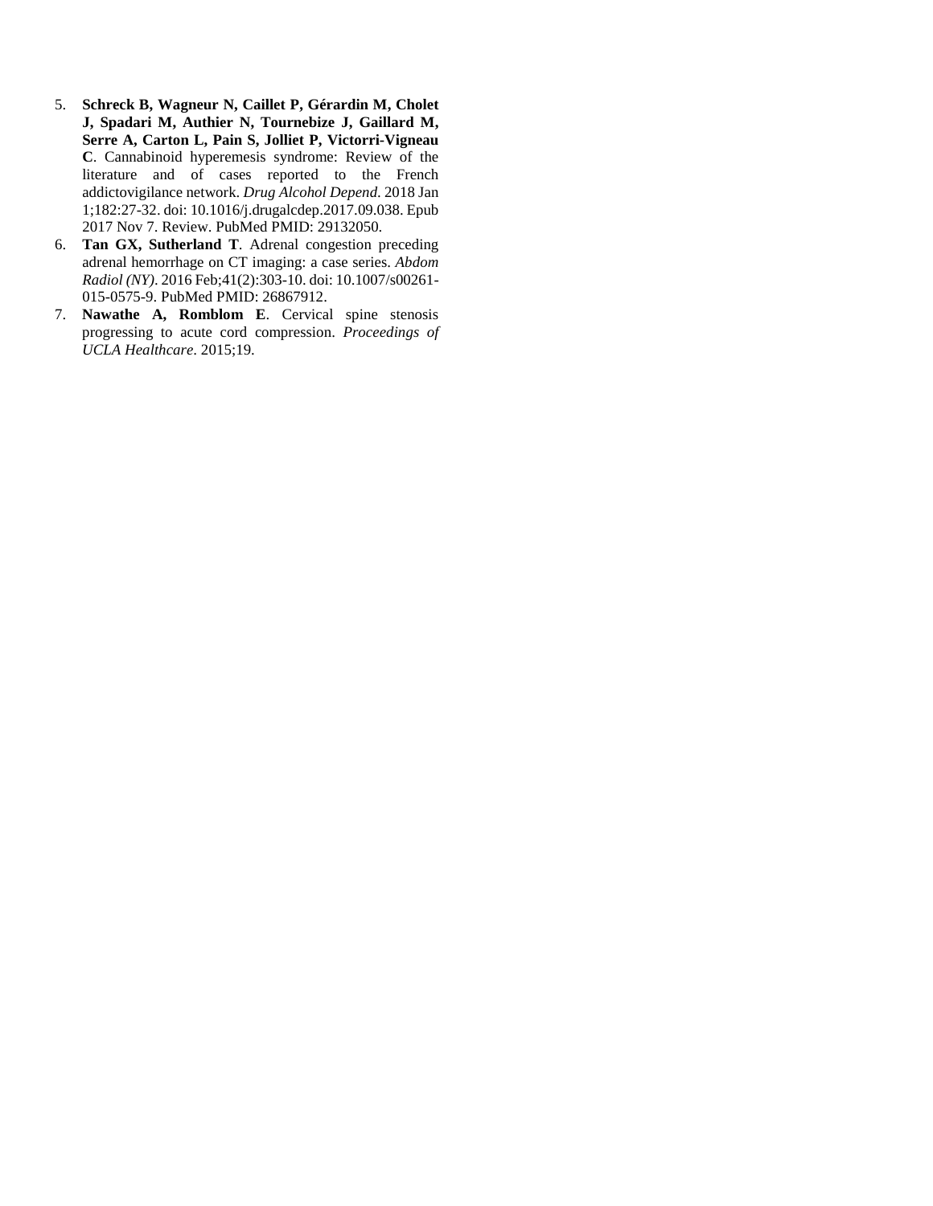5. **Schreck B, Wagneur N, Caillet P, Gérardin M, Cholet J, Spadari M, Authier N, Tournebize J, Gaillard M, Serre A, Carton L, Pain S, Jolliet P, Victorri-Vigneau C**. Cannabinoid hyperemesis syndrome: Review of the literature and of cases reported to the French addictovigilance network. *Drug Alcohol Depend*. 2018 Jan 1;182:27-32. doi: 10.1016/j.drugalcdep.2017.09.038. Epub 2017 Nov 7. Review. PubMed PMID: 29132050.
6. **Tan GX, Sutherland T**. Adrenal congestion preceding adrenal hemorrhage on CT imaging: a case series. *Abdom Radiol (NY)*. 2016 Feb;41(2):303-10. doi: 10.1007/s00261-015-0575-9. PubMed PMID: 26867912.
7. **Nawathe A, Romblom E**. Cervical spine stenosis progressing to acute cord compression. *Proceedings of UCLA Healthcare*. 2015;19.